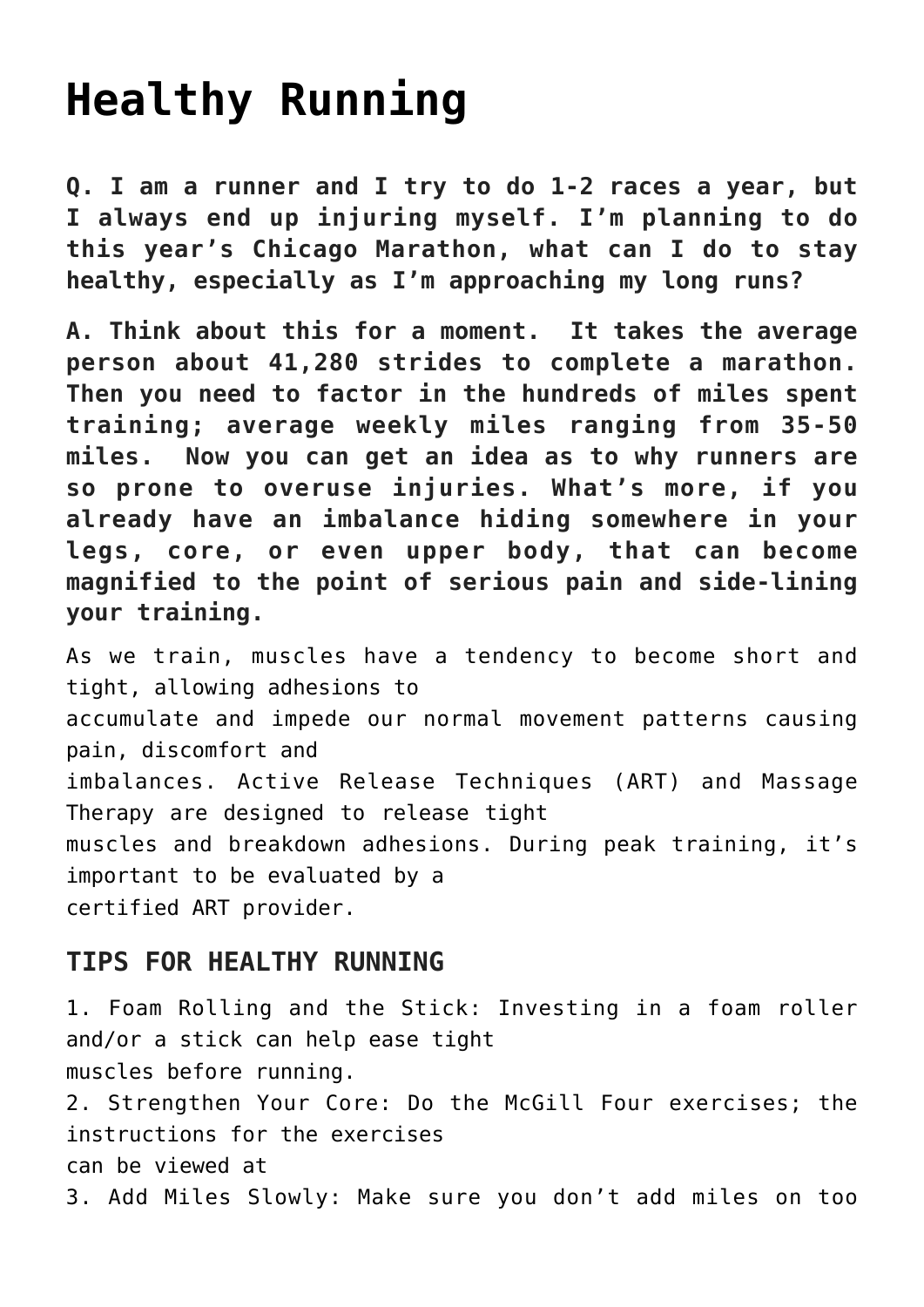# Healthy Running

**Q. I am a runner and I try to do 1-2 races a year, but I always end up injuring myself. I'm planning to do this year's Chicago Marathon, what can I do to stay healthy, especially as I'm approaching my long runs?**

**A. Think about this for a moment. It takes the average person about 41,280 strides to complete a marathon. Then you need to factor in the hundreds of miles spent training; average weekly miles ranging from 35-50 miles. Now you can get an idea as to why runners are so prone to overuse injuries. What's more, if you already have an imbalance hiding somewhere in your legs, core, or even upper body, that can become magnified to the point of serious pain and side-lining your training.**

As we train, muscles have a tendency to become short and tight, allowing adhesions to accumulate and impede our normal movement patterns causing pain, discomfort and imbalances. Active Release Techniques (ART) and Massage Therapy are designed to release tight muscles and breakdown adhesions. During peak training, it's important to be evaluated by a certified ART provider.

## TIPS FOR HEALTHY RUNNING

1. Foam Rolling and the Stick: Investing in a foam roller and/or a stick can help ease tight muscles before running.
2. Strengthen Your Core: Do the McGill Four exercises; the instructions for the exercises can be viewed at
3. Add Miles Slowly: Make sure you don't add miles on too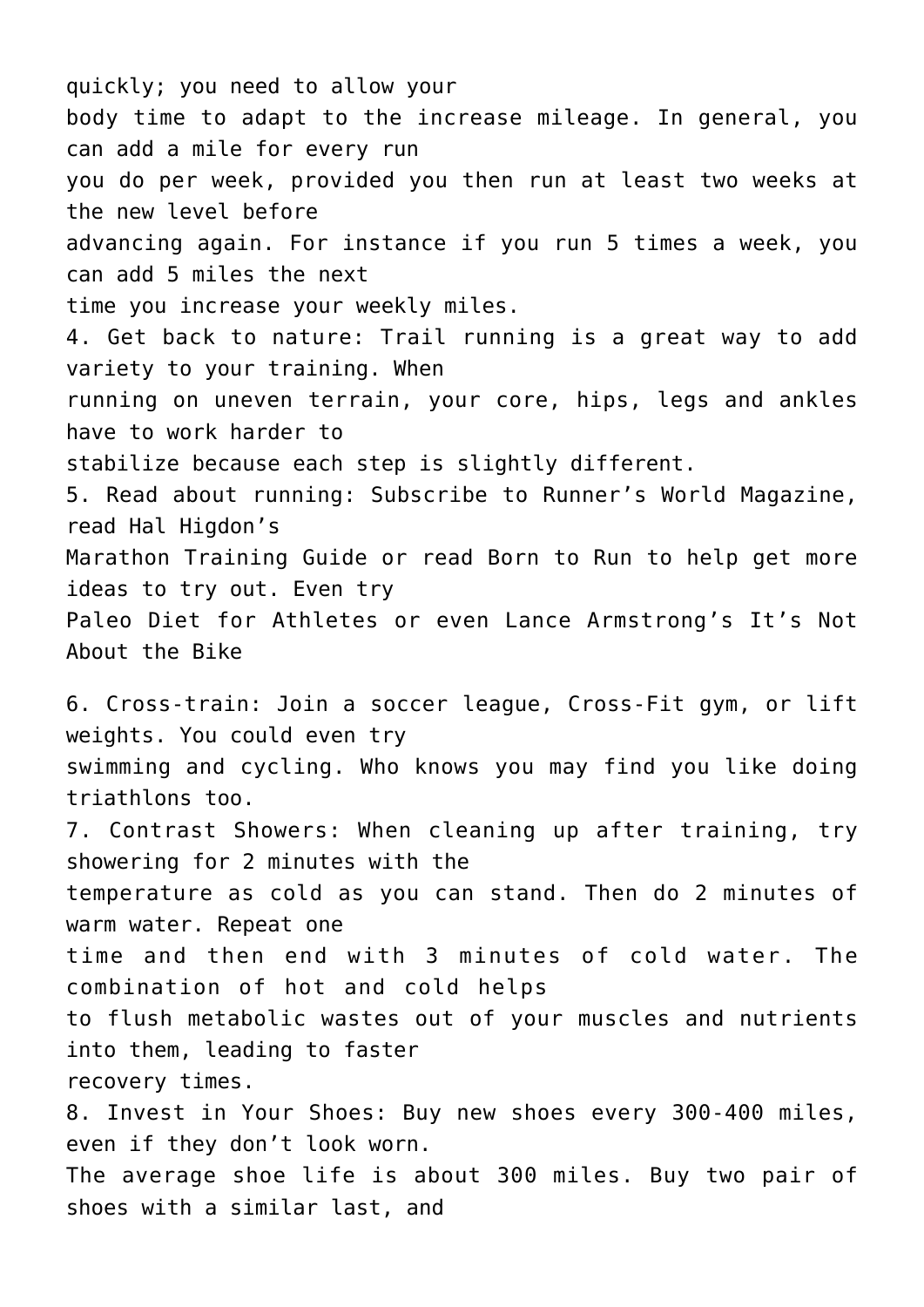quickly; you need to allow your body time to adapt to the increase mileage. In general, you can add a mile for every run you do per week, provided you then run at least two weeks at the new level before advancing again. For instance if you run 5 times a week, you can add 5 miles the next time you increase your weekly miles.

4. Get back to nature: Trail running is a great way to add variety to your training. When running on uneven terrain, your core, hips, legs and ankles have to work harder to stabilize because each step is slightly different.

5. Read about running: Subscribe to Runner's World Magazine, read Hal Higdon's Marathon Training Guide or read Born to Run to help get more ideas to try out. Even try Paleo Diet for Athletes or even Lance Armstrong's It's Not About the Bike

6. Cross-train: Join a soccer league, Cross-Fit gym, or lift weights. You could even try swimming and cycling. Who knows you may find you like doing triathlons too.

7. Contrast Showers: When cleaning up after training, try showering for 2 minutes with the temperature as cold as you can stand. Then do 2 minutes of warm water. Repeat one time and then end with 3 minutes of cold water. The combination of hot and cold helps to flush metabolic wastes out of your muscles and nutrients into them, leading to faster recovery times.

8. Invest in Your Shoes: Buy new shoes every 300-400 miles, even if they don't look worn. The average shoe life is about 300 miles. Buy two pair of shoes with a similar last, and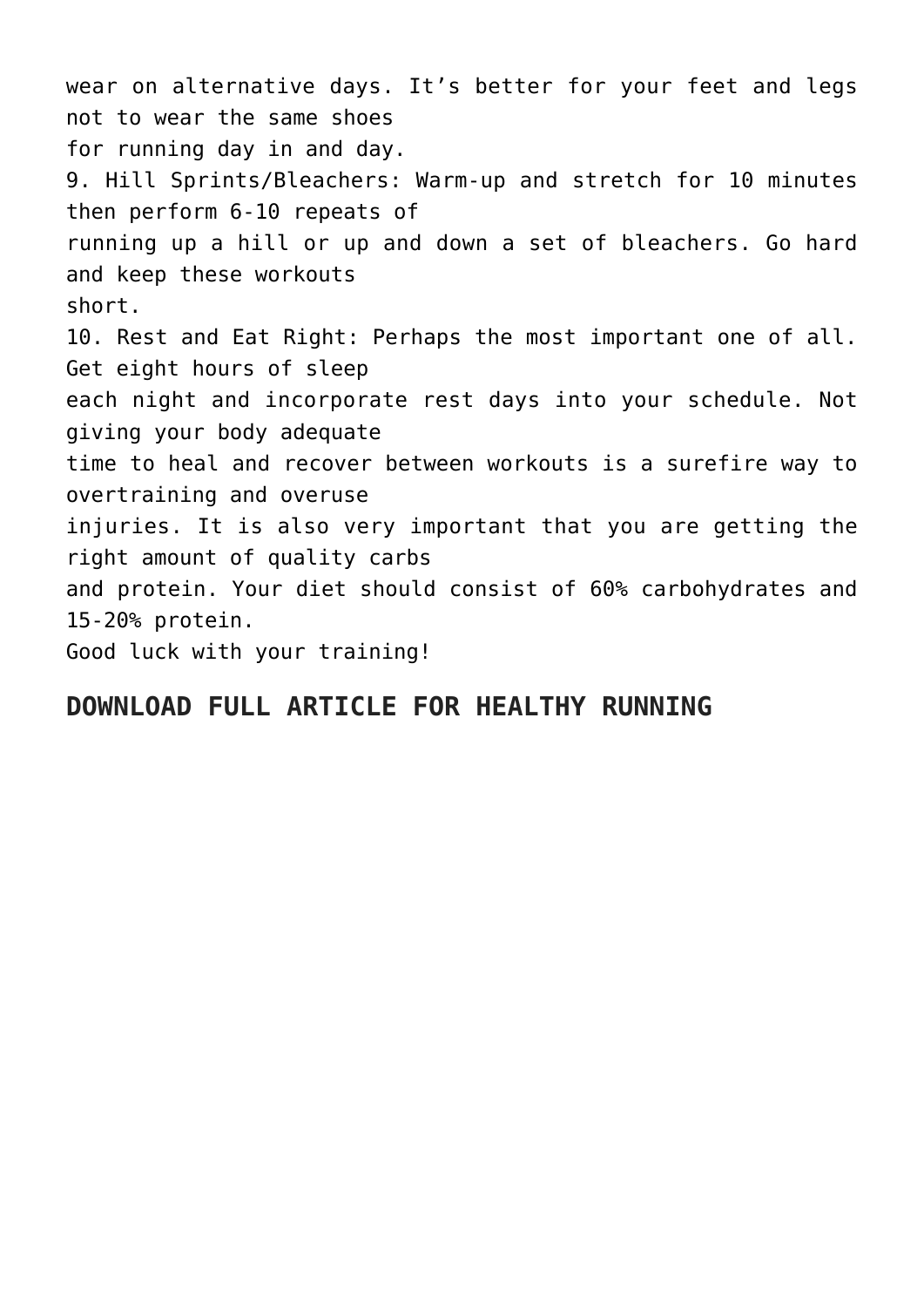wear on alternative days. It's better for your feet and legs not to wear the same shoes for running day in and day.

9. Hill Sprints/Bleachers: Warm-up and stretch for 10 minutes then perform 6-10 repeats of running up a hill or up and down a set of bleachers. Go hard and keep these workouts short.

10. Rest and Eat Right: Perhaps the most important one of all. Get eight hours of sleep each night and incorporate rest days into your schedule. Not giving your body adequate time to heal and recover between workouts is a surefire way to overtraining and overuse injuries. It is also very important that you are getting the right amount of quality carbs and protein. Your diet should consist of 60% carbohydrates and 15-20% protein.

Good luck with your training!

## DOWNLOAD FULL ARTICLE FOR HEALTHY RUNNING